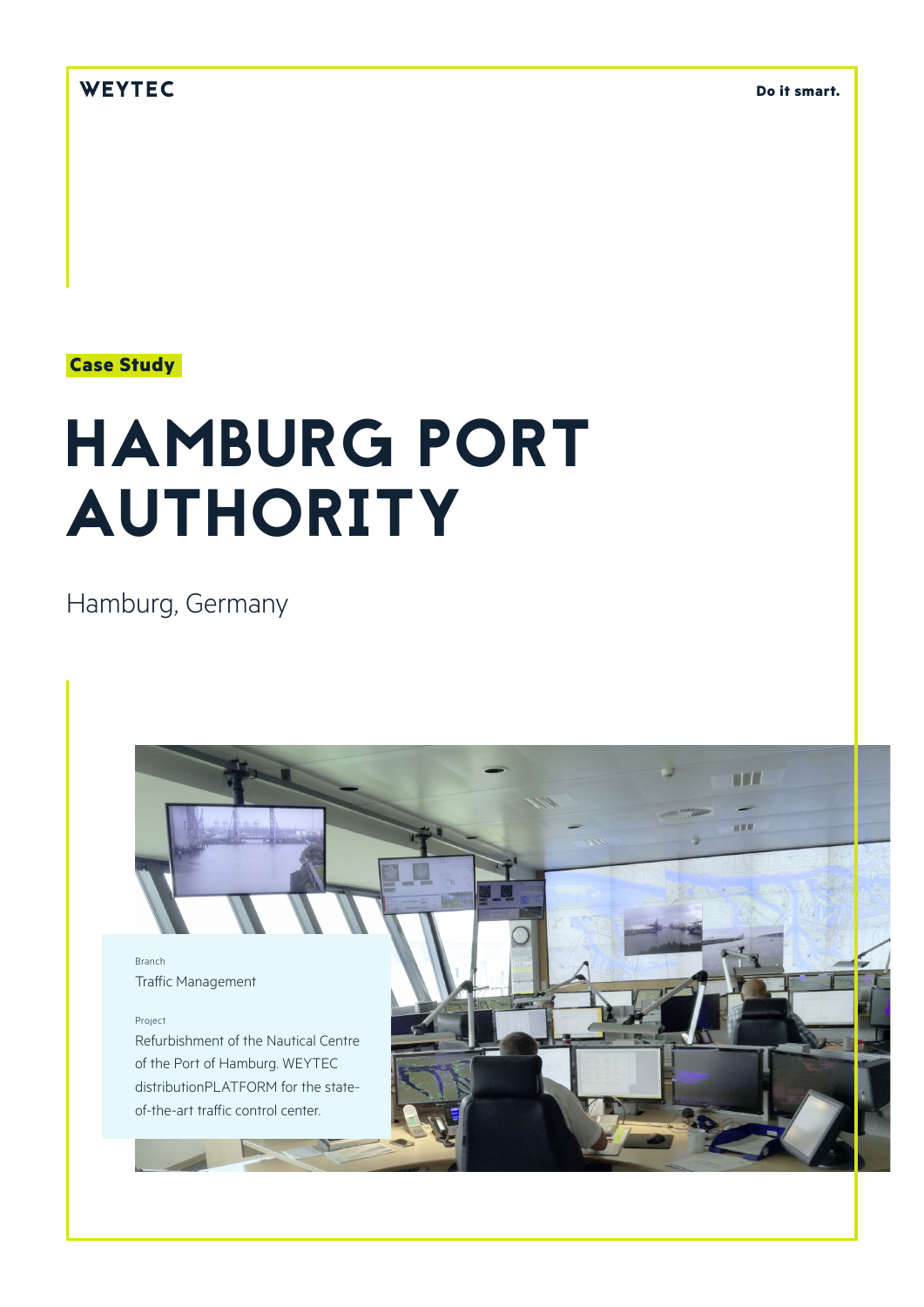WEYTEC

Do it smart.

**Case Study**

# HAMBURG PORT AUTHORITY

Hamburg, Germany

Branch

Traffic Management

Project

Refurbishment of the Nautical Centre of the Port of Hamburg. WEYTEC distributionPLATFORM for the state-of-the-art traffic control center.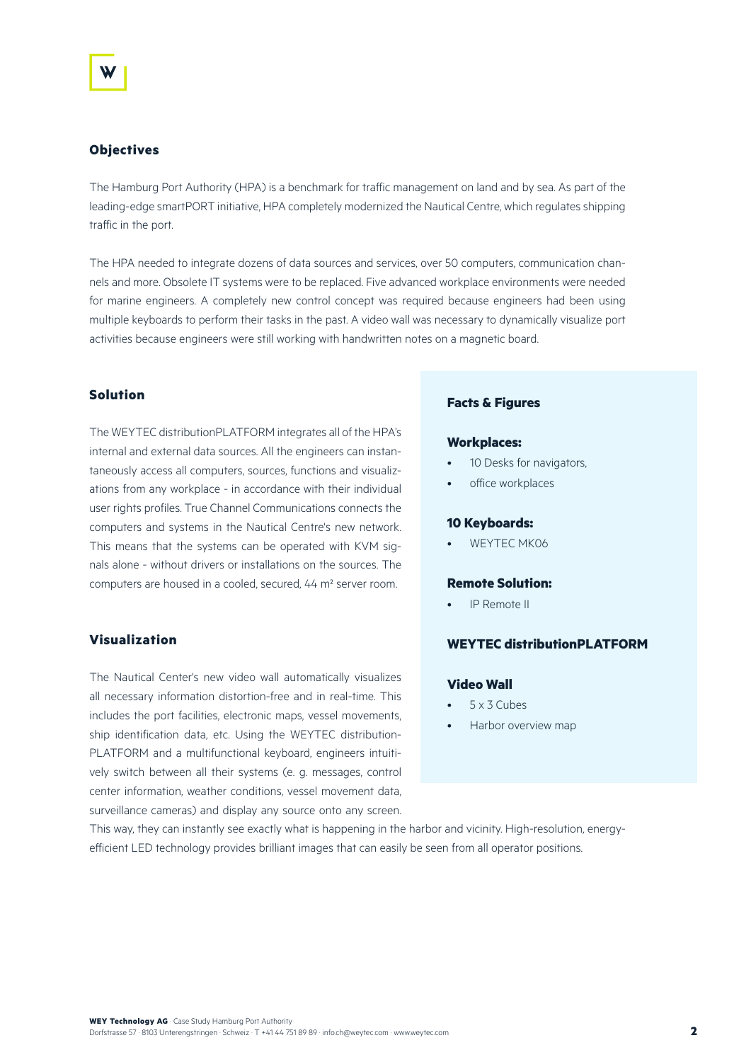## Objectives

The Hamburg Port Authority (HPA) is a benchmark for traffic management on land and by sea. As part of the leading-edge smartPORT initiative, HPA completely modernized the Nautical Centre, which regulates shipping traffic in the port.

The HPA needed to integrate dozens of data sources and services, over 50 computers, communication channels and more. Obsolete IT systems were to be replaced. Five advanced workplace environments were needed for marine engineers. A completely new control concept was required because engineers had been using multiple keyboards to perform their tasks in the past. A video wall was necessary to dynamically visualize port activities because engineers were still working with handwritten notes on a magnetic board.

## Solution

The WEYTEC distributionPLATFORM integrates all of the HPA's internal and external data sources. All the engineers can instantaneously access all computers, sources, functions and visualizations from any workplace - in accordance with their individual user rights profiles. True Channel Communications connects the computers and systems in the Nautical Centre's new network. This means that the systems can be operated with KVM signals alone - without drivers or installations on the sources. The computers are housed in a cooled, secured, 44 m² server room.

## Visualization

The Nautical Center's new video wall automatically visualizes all necessary information distortion-free and in real-time. This includes the port facilities, electronic maps, vessel movements, ship identification data, etc. Using the WEYTEC distributionPLATFORM and a multifunctional keyboard, engineers intuitively switch between all their systems (e. g. messages, control center information, weather conditions, vessel movement data, surveillance cameras) and display any source onto any screen. This way, they can instantly see exactly what is happening in the harbor and vicinity. High-resolution, energy-efficient LED technology provides brilliant images that can easily be seen from all operator positions.

### Facts & Figures

**Workplaces:**

- 10 Desks for navigators,
- office workplaces

**10 Keyboards:**

- WEYTEC MK06

**Remote Solution:**

- IP Remote II

**WEYTEC distributionPLATFORM**

**Video Wall**

- 5 x 3 Cubes
- Harbor overview map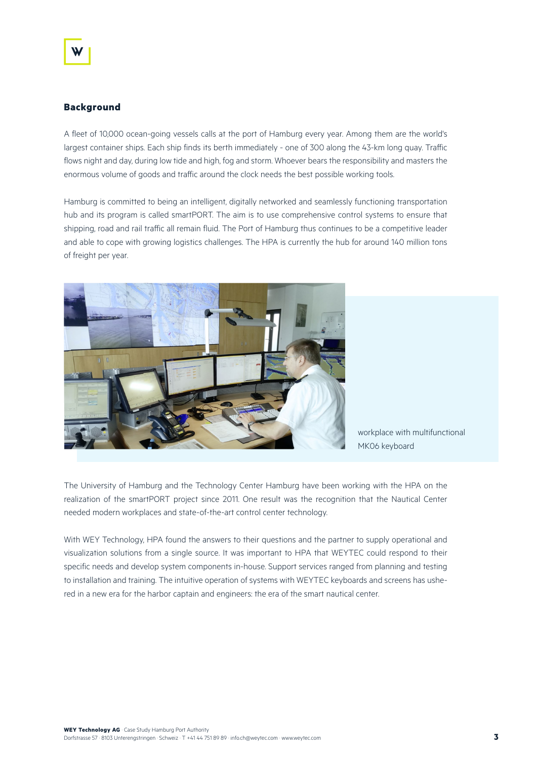## Background

A fleet of 10,000 ocean-going vessels calls at the port of Hamburg every year. Among them are the world's largest container ships. Each ship finds its berth immediately - one of 300 along the 43-km long quay. Traffic flows night and day, during low tide and high, fog and storm. Whoever bears the responsibility and masters the enormous volume of goods and traffic around the clock needs the best possible working tools.

Hamburg is committed to being an intelligent, digitally networked and seamlessly functioning transportation hub and its program is called smartPORT. The aim is to use comprehensive control systems to ensure that shipping, road and rail traffic all remain fluid. The Port of Hamburg thus continues to be a competitive leader and able to cope with growing logistics challenges. The HPA is currently the hub for around 140 million tons of freight per year.

workplace with multifunctional MK06 keyboard

The University of Hamburg and the Technology Center Hamburg have been working with the HPA on the realization of the smartPORT project since 2011. One result was the recognition that the Nautical Center needed modern workplaces and state-of-the-art control center technology.

With WEY Technology, HPA found the answers to their questions and the partner to supply operational and visualization solutions from a single source. It was important to HPA that WEYTEC could respond to their specific needs and develop system components in-house. Support services ranged from planning and testing to installation and training. The intuitive operation of systems with WEYTEC keyboards and screens has ushered in a new era for the harbor captain and engineers: the era of the smart nautical center.